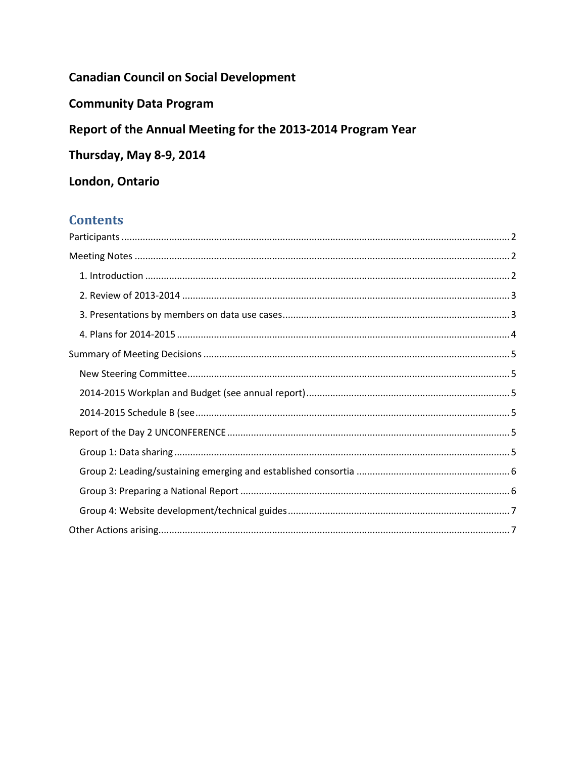**Canadian Council on Social Development**

**Community Data Program**

**Report of the Annual Meeting for the 2013-2014 Program Year**

**Thursday, May 8-9, 2014**

**London, Ontario**

## Contents

Participants ..... 2

Meeting Notes ..... 2

- 1. Introduction ..... 2
- 2. Review of 2013-2014 ..... 3
- 3. Presentations by members on data use cases ..... 3
- 4. Plans for 2014-2015 ..... 4

Summary of Meeting Decisions ..... 5

- New Steering Committee ..... 5
- 2014-2015 Workplan and Budget (see annual report) ..... 5
- 2014-2015 Schedule B (see ..... 5

Report of the Day 2 UNCONFERENCE ..... 5

- Group 1: Data sharing ..... 5
- Group 2: Leading/sustaining emerging and established consortia ..... 6
- Group 3: Preparing a National Report ..... 6
- Group 4: Website development/technical guides ..... 7

Other Actions arising ..... 7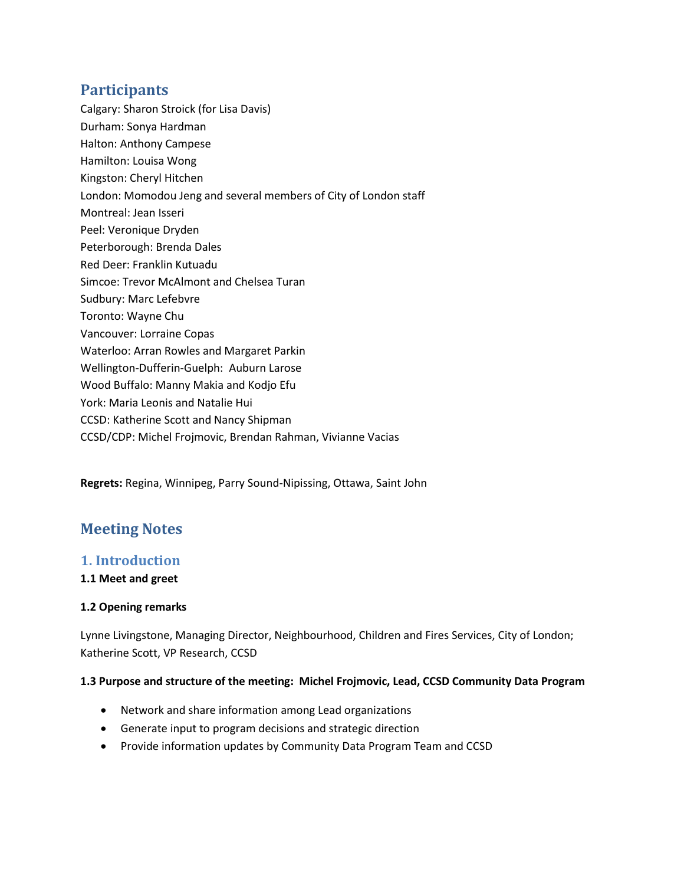## Participants

Calgary: Sharon Stroick (for Lisa Davis)
Durham: Sonya Hardman
Halton: Anthony Campese
Hamilton: Louisa Wong
Kingston: Cheryl Hitchen
London: Momodou Jeng and several members of City of London staff
Montreal: Jean Isseri
Peel: Veronique Dryden
Peterborough: Brenda Dales
Red Deer: Franklin Kutuadu
Simcoe: Trevor McAlmont and Chelsea Turan
Sudbury: Marc Lefebvre
Toronto: Wayne Chu
Vancouver: Lorraine Copas
Waterloo: Arran Rowles and Margaret Parkin
Wellington-Dufferin-Guelph: Auburn Larose
Wood Buffalo: Manny Makia and Kodjo Efu
York: Maria Leonis and Natalie Hui
CCSD: Katherine Scott and Nancy Shipman
CCSD/CDP: Michel Frojmovic, Brendan Rahman, Vivianne Vacias

**Regrets:** Regina, Winnipeg, Parry Sound-Nipissing, Ottawa, Saint John

## Meeting Notes

### 1. Introduction

**1.1 Meet and greet**

**1.2 Opening remarks**

Lynne Livingstone, Managing Director, Neighbourhood, Children and Fires Services, City of London; Katherine Scott, VP Research, CCSD

**1.3 Purpose and structure of the meeting: Michel Frojmovic, Lead, CCSD Community Data Program**

- Network and share information among Lead organizations
- Generate input to program decisions and strategic direction
- Provide information updates by Community Data Program Team and CCSD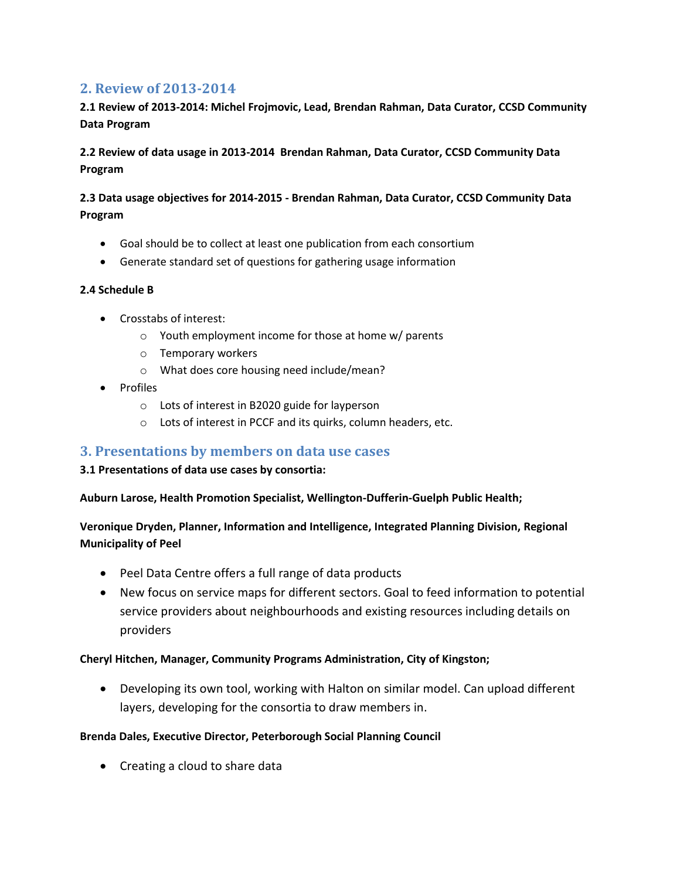## 2. Review of 2013-2014

**2.1 Review of 2013-2014: Michel Frojmovic, Lead, Brendan Rahman, Data Curator, CCSD Community Data Program**

**2.2 Review of data usage in 2013-2014 Brendan Rahman, Data Curator, CCSD Community Data Program**

**2.3 Data usage objectives for 2014-2015 - Brendan Rahman, Data Curator, CCSD Community Data Program**

- Goal should be to collect at least one publication from each consortium
- Generate standard set of questions for gathering usage information

**2.4 Schedule B**

- Crosstabs of interest:
  - Youth employment income for those at home w/ parents
  - Temporary workers
  - What does core housing need include/mean?
- Profiles
  - Lots of interest in B2020 guide for layperson
  - Lots of interest in PCCF and its quirks, column headers, etc.

## 3. Presentations by members on data use cases

**3.1 Presentations of data use cases by consortia:**

**Auburn Larose, Health Promotion Specialist, Wellington-Dufferin-Guelph Public Health;**

**Veronique Dryden, Planner, Information and Intelligence, Integrated Planning Division, Regional Municipality of Peel**

- Peel Data Centre offers a full range of data products
- New focus on service maps for different sectors. Goal to feed information to potential service providers about neighbourhoods and existing resources including details on providers

**Cheryl Hitchen, Manager, Community Programs Administration, City of Kingston;**

- Developing its own tool, working with Halton on similar model. Can upload different layers, developing for the consortia to draw members in.

**Brenda Dales, Executive Director, Peterborough Social Planning Council**

- Creating a cloud to share data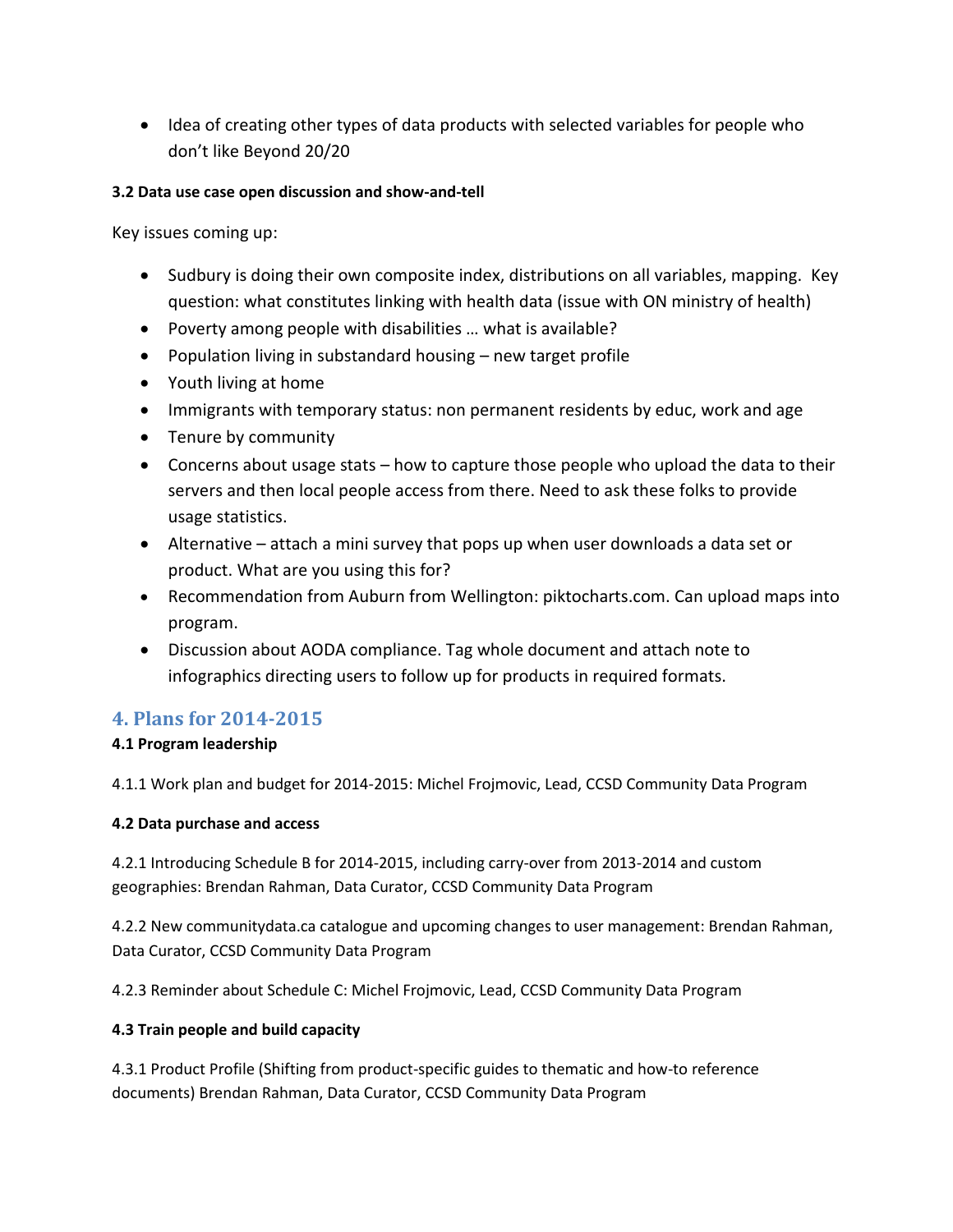- Idea of creating other types of data products with selected variables for people who don't like Beyond 20/20

**3.2 Data use case open discussion and show-and-tell**

Key issues coming up:

- Sudbury is doing their own composite index, distributions on all variables, mapping. Key question: what constitutes linking with health data (issue with ON ministry of health)
- Poverty among people with disabilities … what is available?
- Population living in substandard housing – new target profile
- Youth living at home
- Immigrants with temporary status: non permanent residents by educ, work and age
- Tenure by community
- Concerns about usage stats – how to capture those people who upload the data to their servers and then local people access from there. Need to ask these folks to provide usage statistics.
- Alternative – attach a mini survey that pops up when user downloads a data set or product. What are you using this for?
- Recommendation from Auburn from Wellington: piktocharts.com. Can upload maps into program.
- Discussion about AODA compliance. Tag whole document and attach note to infographics directing users to follow up for products in required formats.

## 4. Plans for 2014-2015

**4.1 Program leadership**

4.1.1 Work plan and budget for 2014-2015: Michel Frojmovic, Lead, CCSD Community Data Program

**4.2 Data purchase and access**

4.2.1 Introducing Schedule B for 2014-2015, including carry-over from 2013-2014 and custom geographies: Brendan Rahman, Data Curator, CCSD Community Data Program

4.2.2 New communitydata.ca catalogue and upcoming changes to user management: Brendan Rahman, Data Curator, CCSD Community Data Program

4.2.3 Reminder about Schedule C: Michel Frojmovic, Lead, CCSD Community Data Program

**4.3 Train people and build capacity**

4.3.1 Product Profile (Shifting from product-specific guides to thematic and how-to reference documents) Brendan Rahman, Data Curator, CCSD Community Data Program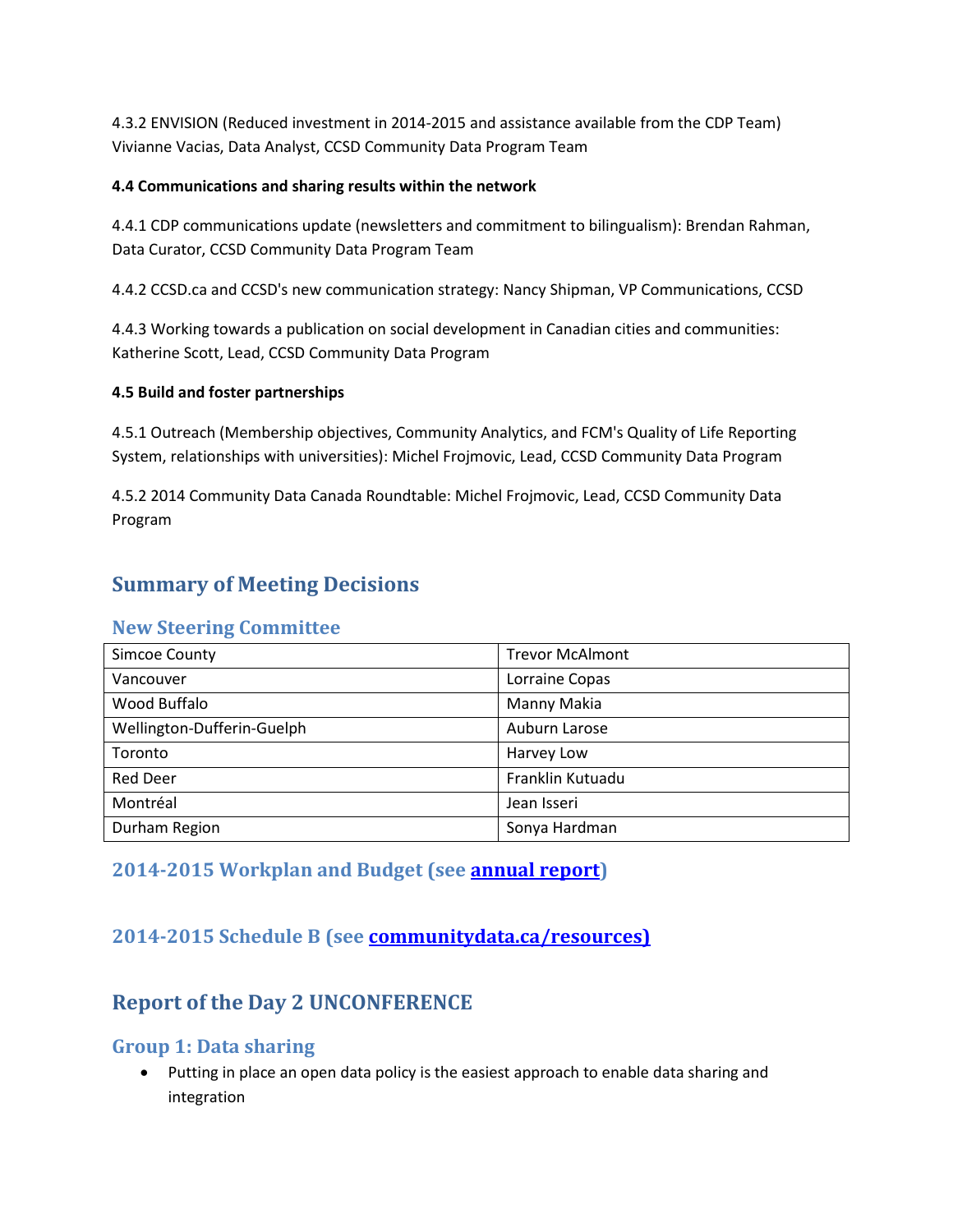4.3.2 ENVISION (Reduced investment in 2014-2015 and assistance available from the CDP Team) Vivianne Vacias, Data Analyst, CCSD Community Data Program Team

**4.4 Communications and sharing results within the network**

4.4.1 CDP communications update (newsletters and commitment to bilingualism): Brendan Rahman, Data Curator, CCSD Community Data Program Team

4.4.2 CCSD.ca and CCSD's new communication strategy: Nancy Shipman, VP Communications, CCSD

4.4.3 Working towards a publication on social development in Canadian cities and communities: Katherine Scott, Lead, CCSD Community Data Program

**4.5 Build and foster partnerships**

4.5.1 Outreach (Membership objectives, Community Analytics, and FCM's Quality of Life Reporting System, relationships with universities): Michel Frojmovic, Lead, CCSD Community Data Program

4.5.2 2014 Community Data Canada Roundtable: Michel Frojmovic, Lead, CCSD Community Data Program

## Summary of Meeting Decisions

### New Steering Committee

| | |
|---|---|
| Simcoe County | Trevor McAlmont |
| Vancouver | Lorraine Copas |
| Wood Buffalo | Manny Makia |
| Wellington-Dufferin-Guelph | Auburn Larose |
| Toronto | Harvey Low |
| Red Deer | Franklin Kutuadu |
| Montréal | Jean Isseri |
| Durham Region | Sonya Hardman |

### 2014-2015 Workplan and Budget (see annual report)

### 2014-2015 Schedule B (see communitydata.ca/resources)

## Report of the Day 2 UNCONFERENCE

### Group 1: Data sharing

- Putting in place an open data policy is the easiest approach to enable data sharing and integration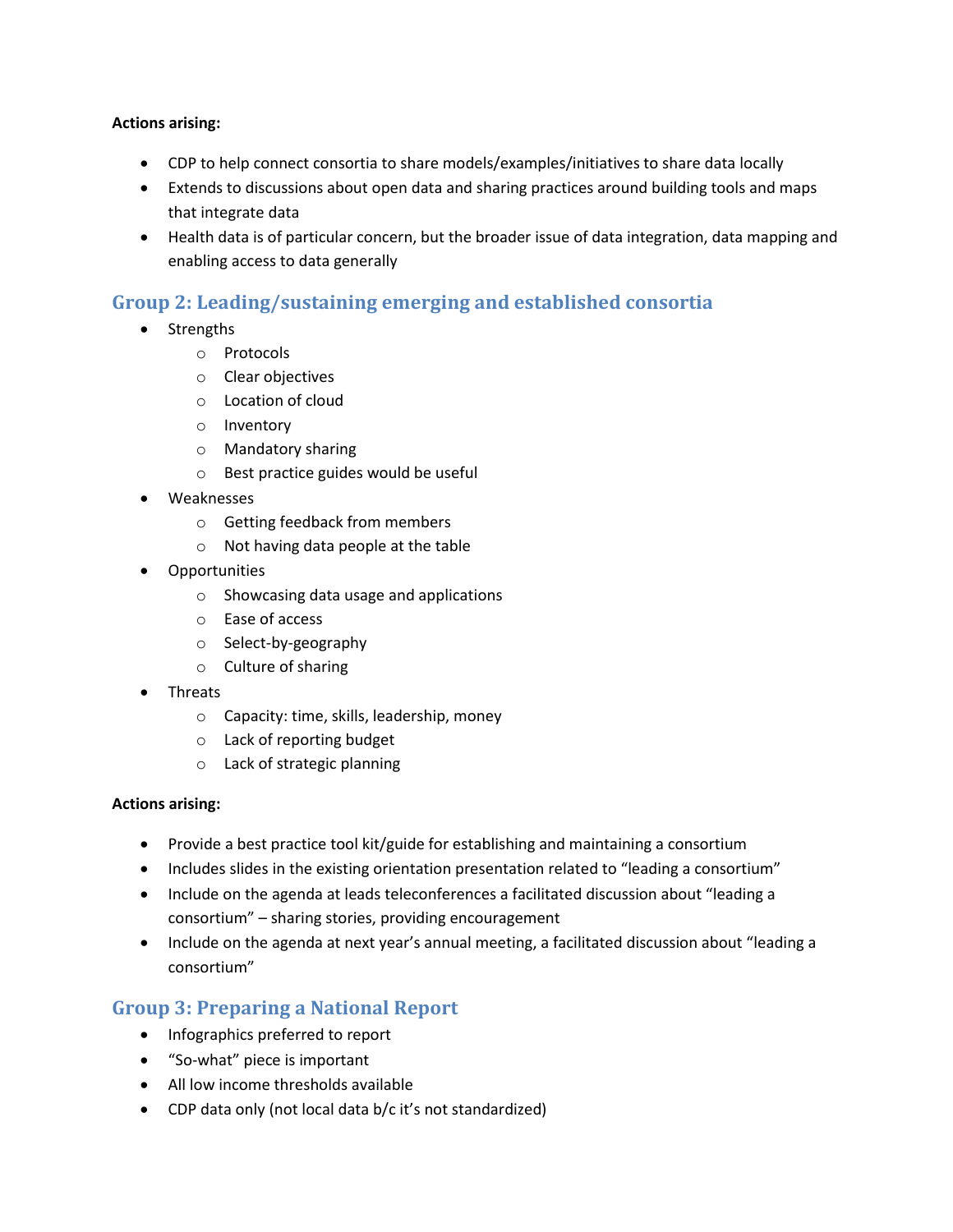**Actions arising:**

- CDP to help connect consortia to share models/examples/initiatives to share data locally
- Extends to discussions about open data and sharing practices around building tools and maps that integrate data
- Health data is of particular concern, but the broader issue of data integration, data mapping and enabling access to data generally

## Group 2: Leading/sustaining emerging and established consortia

- Strengths
    - Protocols
    - Clear objectives
    - Location of cloud
    - Inventory
    - Mandatory sharing
    - Best practice guides would be useful
- Weaknesses
    - Getting feedback from members
    - Not having data people at the table
- Opportunities
    - Showcasing data usage and applications
    - Ease of access
    - Select-by-geography
    - Culture of sharing
- Threats
    - Capacity: time, skills, leadership, money
    - Lack of reporting budget
    - Lack of strategic planning

**Actions arising:**

- Provide a best practice tool kit/guide for establishing and maintaining a consortium
- Includes slides in the existing orientation presentation related to "leading a consortium"
- Include on the agenda at leads teleconferences a facilitated discussion about "leading a consortium" – sharing stories, providing encouragement
- Include on the agenda at next year's annual meeting, a facilitated discussion about "leading a consortium"

## Group 3: Preparing a National Report

- Infographics preferred to report
- "So-what" piece is important
- All low income thresholds available
- CDP data only (not local data b/c it's not standardized)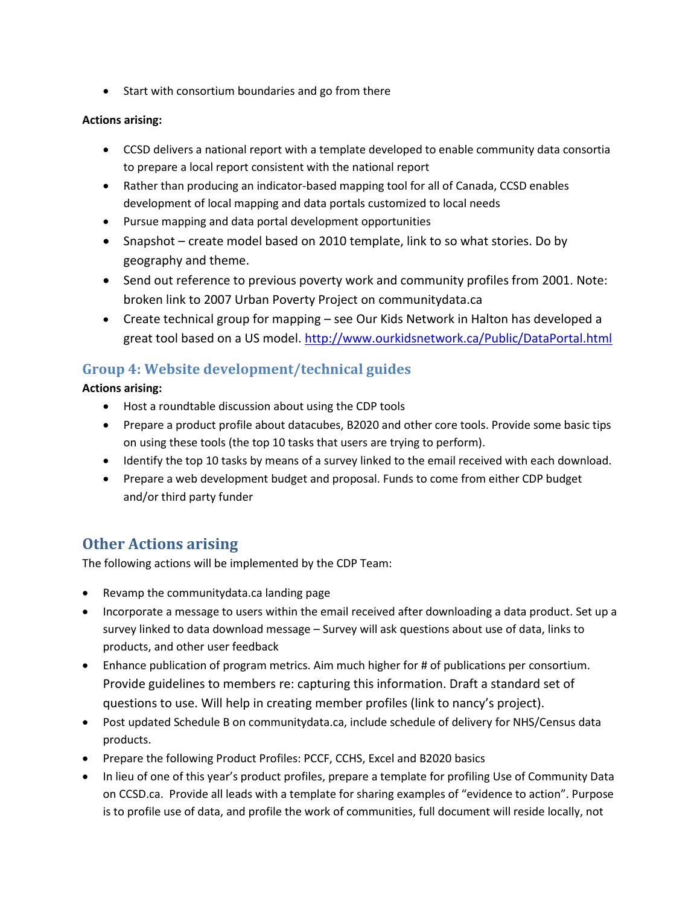- Start with consortium boundaries and go from there

**Actions arising:**

- CCSD delivers a national report with a template developed to enable community data consortia to prepare a local report consistent with the national report
- Rather than producing an indicator-based mapping tool for all of Canada, CCSD enables development of local mapping and data portals customized to local needs
- Pursue mapping and data portal development opportunities
- Snapshot – create model based on 2010 template, link to so what stories. Do by geography and theme.
- Send out reference to previous poverty work and community profiles from 2001. Note: broken link to 2007 Urban Poverty Project on communitydata.ca
- Create technical group for mapping – see Our Kids Network in Halton has developed a great tool based on a US model. http://www.ourkidsnetwork.ca/Public/DataPortal.html

## Group 4: Website development/technical guides

**Actions arising:**

- Host a roundtable discussion about using the CDP tools
- Prepare a product profile about datacubes, B2020 and other core tools. Provide some basic tips on using these tools (the top 10 tasks that users are trying to perform).
- Identify the top 10 tasks by means of a survey linked to the email received with each download.
- Prepare a web development budget and proposal. Funds to come from either CDP budget and/or third party funder

## Other Actions arising

The following actions will be implemented by the CDP Team:

- Revamp the communitydata.ca landing page
- Incorporate a message to users within the email received after downloading a data product. Set up a survey linked to data download message – Survey will ask questions about use of data, links to products, and other user feedback
- Enhance publication of program metrics. Aim much higher for # of publications per consortium. Provide guidelines to members re: capturing this information. Draft a standard set of questions to use. Will help in creating member profiles (link to nancy's project).
- Post updated Schedule B on communitydata.ca, include schedule of delivery for NHS/Census data products.
- Prepare the following Product Profiles: PCCF, CCHS, Excel and B2020 basics
- In lieu of one of this year's product profiles, prepare a template for profiling Use of Community Data on CCSD.ca. Provide all leads with a template for sharing examples of "evidence to action". Purpose is to profile use of data, and profile the work of communities, full document will reside locally, not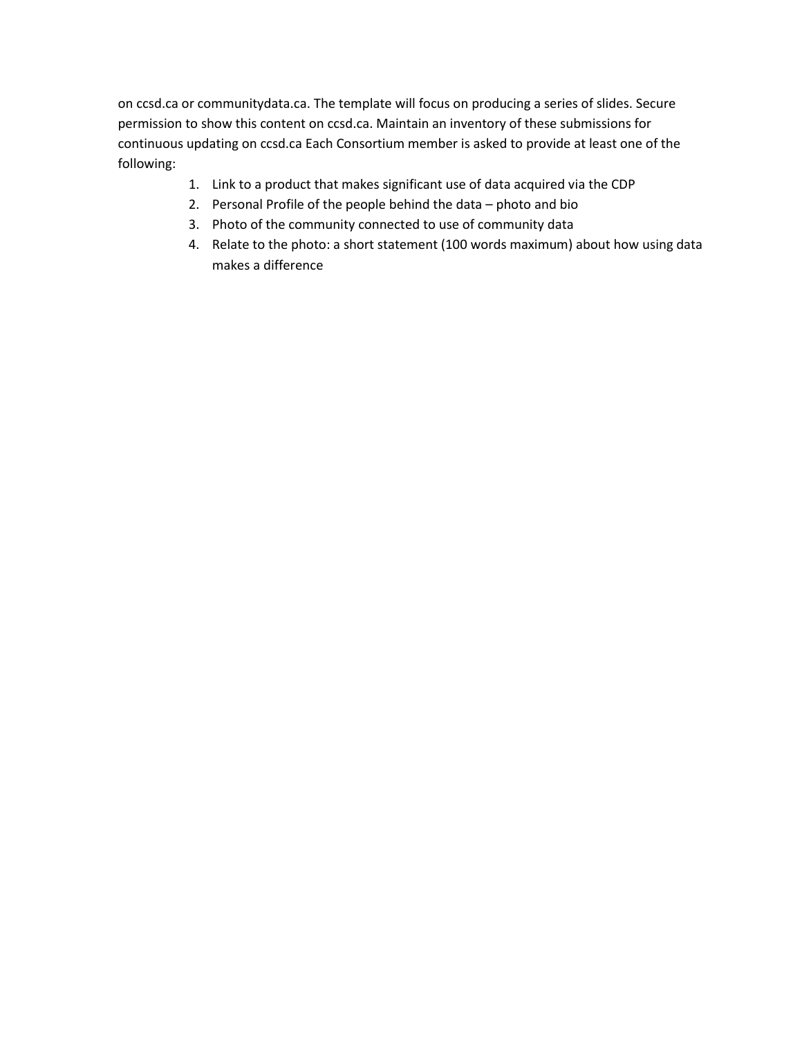on ccsd.ca or communitydata.ca. The template will focus on producing a series of slides. Secure permission to show this content on ccsd.ca. Maintain an inventory of these submissions for continuous updating on ccsd.ca Each Consortium member is asked to provide at least one of the following:

1. Link to a product that makes significant use of data acquired via the CDP
2. Personal Profile of the people behind the data – photo and bio
3. Photo of the community connected to use of community data
4. Relate to the photo: a short statement (100 words maximum) about how using data makes a difference